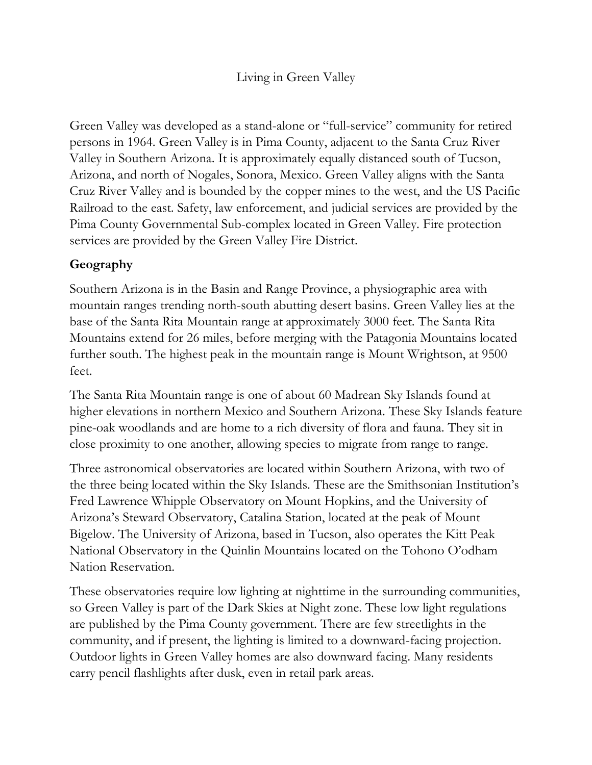# Living in Green Valley

Green Valley was developed as a stand-alone or "full-service" community for retired persons in 1964. Green Valley is in Pima County, adjacent to the Santa Cruz River Valley in Southern Arizona. It is approximately equally distanced south of Tucson, Arizona, and north of Nogales, Sonora, Mexico. Green Valley aligns with the Santa Cruz River Valley and is bounded by the copper mines to the west, and the US Pacific Railroad to the east. Safety, law enforcement, and judicial services are provided by the Pima County Governmental Sub-complex located in Green Valley. Fire protection services are provided by the Green Valley Fire District.

## Geography

Southern Arizona is in the Basin and Range Province, a physiographic area with mountain ranges trending north-south abutting desert basins. Green Valley lies at the base of the Santa Rita Mountain range at approximately 3000 feet. The Santa Rita Mountains extend for 26 miles, before merging with the Patagonia Mountains located further south. The highest peak in the mountain range is Mount Wrightson, at 9500 feet.

The Santa Rita Mountain range is one of about 60 Madrean Sky Islands found at higher elevations in northern Mexico and Southern Arizona. These Sky Islands feature pine-oak woodlands and are home to a rich diversity of flora and fauna. They sit in close proximity to one another, allowing species to migrate from range to range.

Three astronomical observatories are located within Southern Arizona, with two of the three being located within the Sky Islands. These are the Smithsonian Institution's Fred Lawrence Whipple Observatory on Mount Hopkins, and the University of Arizona's Steward Observatory, Catalina Station, located at the peak of Mount Bigelow. The University of Arizona, based in Tucson, also operates the Kitt Peak National Observatory in the Quinlin Mountains located on the Tohono O'odham Nation Reservation.

These observatories require low lighting at nighttime in the surrounding communities, so Green Valley is part of the Dark Skies at Night zone. These low light regulations are published by the Pima County government. There are few streetlights in the community, and if present, the lighting is limited to a downward-facing projection. Outdoor lights in Green Valley homes are also downward facing. Many residents carry pencil flashlights after dusk, even in retail park areas.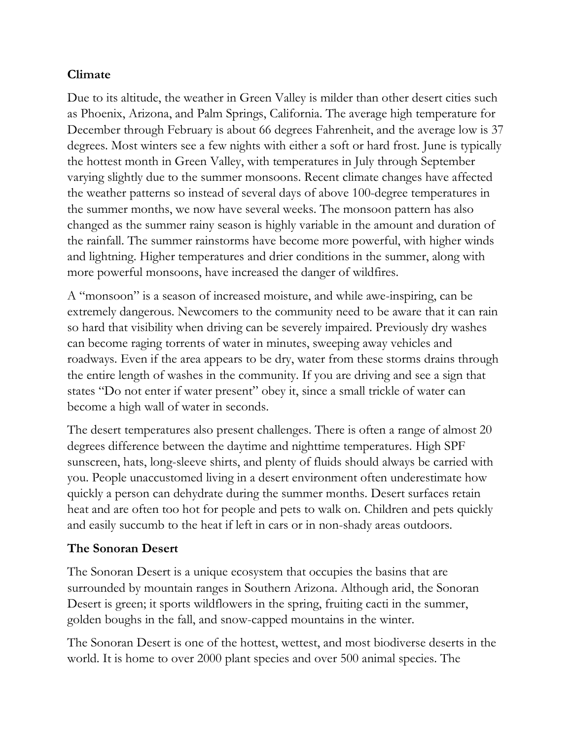## Climate

Due to its altitude, the weather in Green Valley is milder than other desert cities such as Phoenix, Arizona, and Palm Springs, California. The average high temperature for December through February is about 66 degrees Fahrenheit, and the average low is 37 degrees. Most winters see a few nights with either a soft or hard frost. June is typically the hottest month in Green Valley, with temperatures in July through September varying slightly due to the summer monsoons. Recent climate changes have affected the weather patterns so instead of several days of above 100-degree temperatures in the summer months, we now have several weeks. The monsoon pattern has also changed as the summer rainy season is highly variable in the amount and duration of the rainfall. The summer rainstorms have become more powerful, with higher winds and lightning. Higher temperatures and drier conditions in the summer, along with more powerful monsoons, have increased the danger of wildfires.

A "monsoon" is a season of increased moisture, and while awe-inspiring, can be extremely dangerous. Newcomers to the community need to be aware that it can rain so hard that visibility when driving can be severely impaired. Previously dry washes can become raging torrents of water in minutes, sweeping away vehicles and roadways. Even if the area appears to be dry, water from these storms drains through the entire length of washes in the community. If you are driving and see a sign that states "Do not enter if water present" obey it, since a small trickle of water can become a high wall of water in seconds.

The desert temperatures also present challenges. There is often a range of almost 20 degrees difference between the daytime and nighttime temperatures. High SPF sunscreen, hats, long-sleeve shirts, and plenty of fluids should always be carried with you. People unaccustomed living in a desert environment often underestimate how quickly a person can dehydrate during the summer months. Desert surfaces retain heat and are often too hot for people and pets to walk on. Children and pets quickly and easily succumb to the heat if left in cars or in non-shady areas outdoors.

## The Sonoran Desert

The Sonoran Desert is a unique ecosystem that occupies the basins that are surrounded by mountain ranges in Southern Arizona. Although arid, the Sonoran Desert is green; it sports wildflowers in the spring, fruiting cacti in the summer, golden boughs in the fall, and snow-capped mountains in the winter.

The Sonoran Desert is one of the hottest, wettest, and most biodiverse deserts in the world. It is home to over 2000 plant species and over 500 animal species. The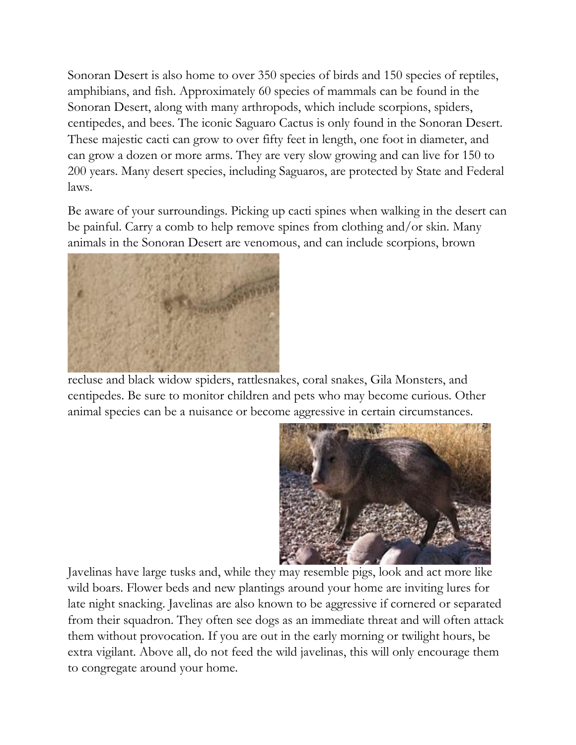Sonoran Desert is also home to over 350 species of birds and 150 species of reptiles, amphibians, and fish. Approximately 60 species of mammals can be found in the Sonoran Desert, along with many arthropods, which include scorpions, spiders, centipedes, and bees. The iconic Saguaro Cactus is only found in the Sonoran Desert. These majestic cacti can grow to over fifty feet in length, one foot in diameter, and can grow a dozen or more arms. They are very slow growing and can live for 150 to 200 years. Many desert species, including Saguaros, are protected by State and Federal laws.

Be aware of your surroundings. Picking up cacti spines when walking in the desert can be painful. Carry a comb to help remove spines from clothing and/or skin. Many animals in the Sonoran Desert are venomous, and can include scorpions, brown recluse and black widow spiders, rattlesnakes, coral snakes, Gila Monsters, and centipedes. Be sure to monitor children and pets who may become curious. Other animal species can be a nuisance or become aggressive in certain circumstances.

Javelinas have large tusks and, while they may resemble pigs, look and act more like wild boars. Flower beds and new plantings around your home are inviting lures for late night snacking. Javelinas are also known to be aggressive if cornered or separated from their squadron. They often see dogs as an immediate threat and will often attack them without provocation. If you are out in the early morning or twilight hours, be extra vigilant. Above all, do not feed the wild javelinas, this will only encourage them to congregate around your home.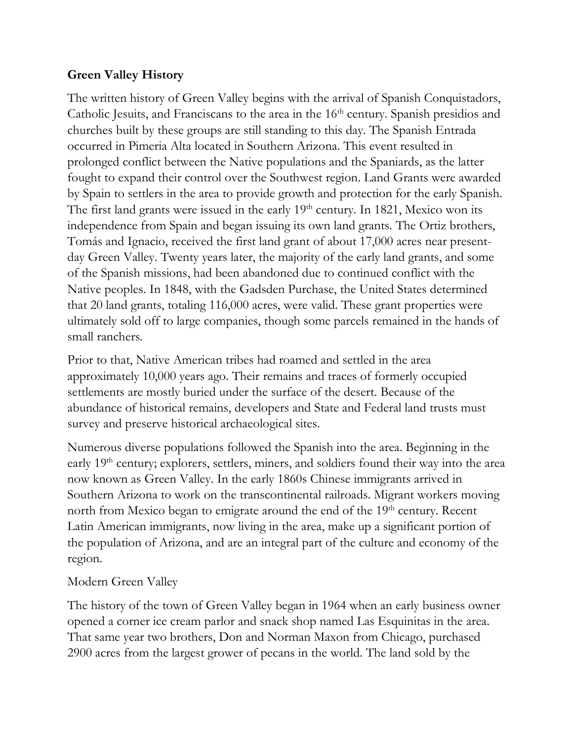**Green Valley History**

The written history of Green Valley begins with the arrival of Spanish Conquistadors, Catholic Jesuits, and Franciscans to the area in the 16th century. Spanish presidios and churches built by these groups are still standing to this day. The Spanish Entrada occurred in Pimeria Alta located in Southern Arizona. This event resulted in prolonged conflict between the Native populations and the Spaniards, as the latter fought to expand their control over the Southwest region. Land Grants were awarded by Spain to settlers in the area to provide growth and protection for the early Spanish. The first land grants were issued in the early 19th century. In 1821, Mexico won its independence from Spain and began issuing its own land grants. The Ortiz brothers, Tomás and Ignacio, received the first land grant of about 17,000 acres near present-day Green Valley. Twenty years later, the majority of the early land grants, and some of the Spanish missions, had been abandoned due to continued conflict with the Native peoples. In 1848, with the Gadsden Purchase, the United States determined that 20 land grants, totaling 116,000 acres, were valid. These grant properties were ultimately sold off to large companies, though some parcels remained in the hands of small ranchers.

Prior to that, Native American tribes had roamed and settled in the area approximately 10,000 years ago. Their remains and traces of formerly occupied settlements are mostly buried under the surface of the desert. Because of the abundance of historical remains, developers and State and Federal land trusts must survey and preserve historical archaeological sites.

Numerous diverse populations followed the Spanish into the area. Beginning in the early 19th century; explorers, settlers, miners, and soldiers found their way into the area now known as Green Valley. In the early 1860s Chinese immigrants arrived in Southern Arizona to work on the transcontinental railroads. Migrant workers moving north from Mexico began to emigrate around the end of the 19th century. Recent Latin American immigrants, now living in the area, make up a significant portion of the population of Arizona, and are an integral part of the culture and economy of the region.

Modern Green Valley

The history of the town of Green Valley began in 1964 when an early business owner opened a corner ice cream parlor and snack shop named Las Esquinitas in the area. That same year two brothers, Don and Norman Maxon from Chicago, purchased 2900 acres from the largest grower of pecans in the world. The land sold by the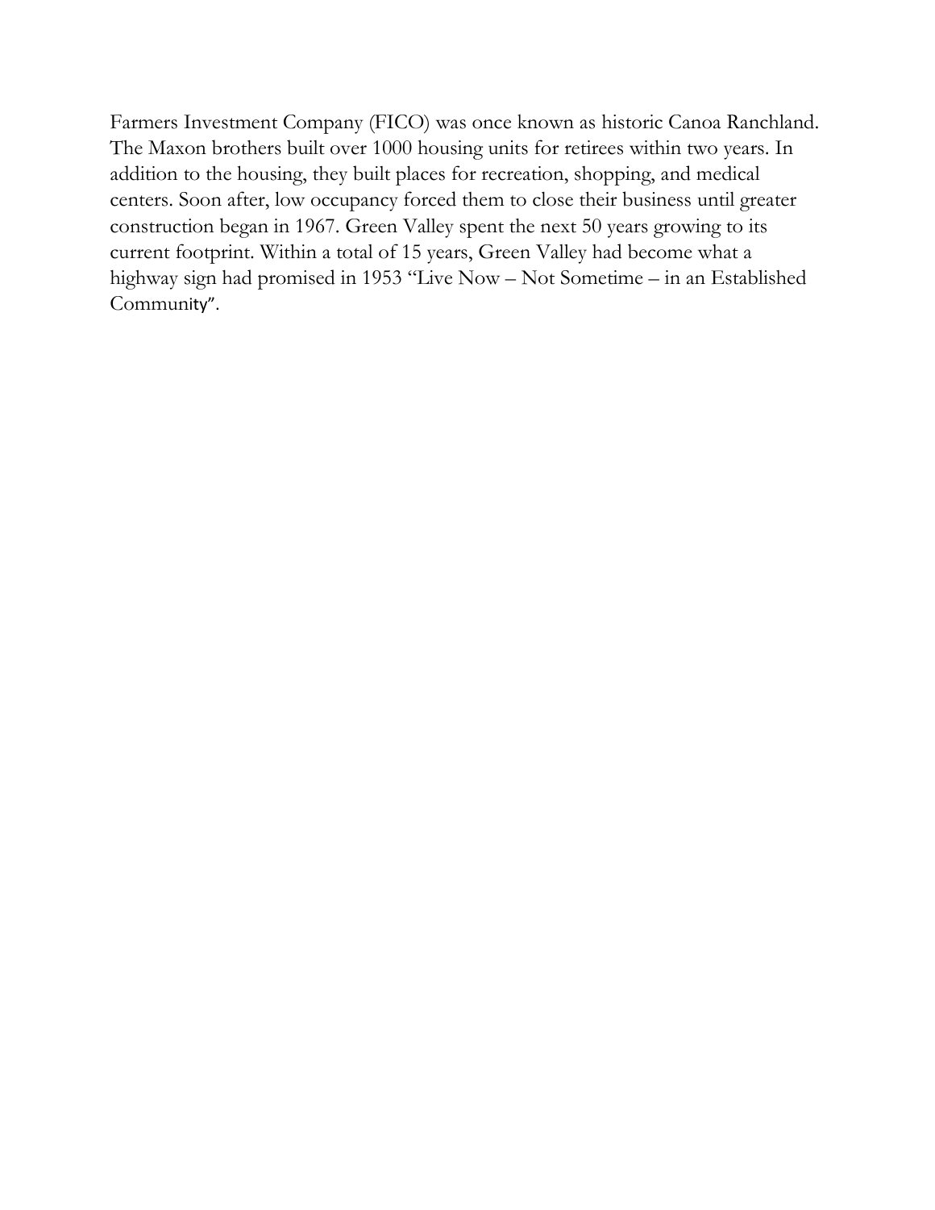Farmers Investment Company (FICO) was once known as historic Canoa Ranchland. The Maxon brothers built over 1000 housing units for retirees within two years. In addition to the housing, they built places for recreation, shopping, and medical centers. Soon after, low occupancy forced them to close their business until greater construction began in 1967. Green Valley spent the next 50 years growing to its current footprint. Within a total of 15 years, Green Valley had become what a highway sign had promised in 1953 "Live Now – Not Sometime – in an Established Community".